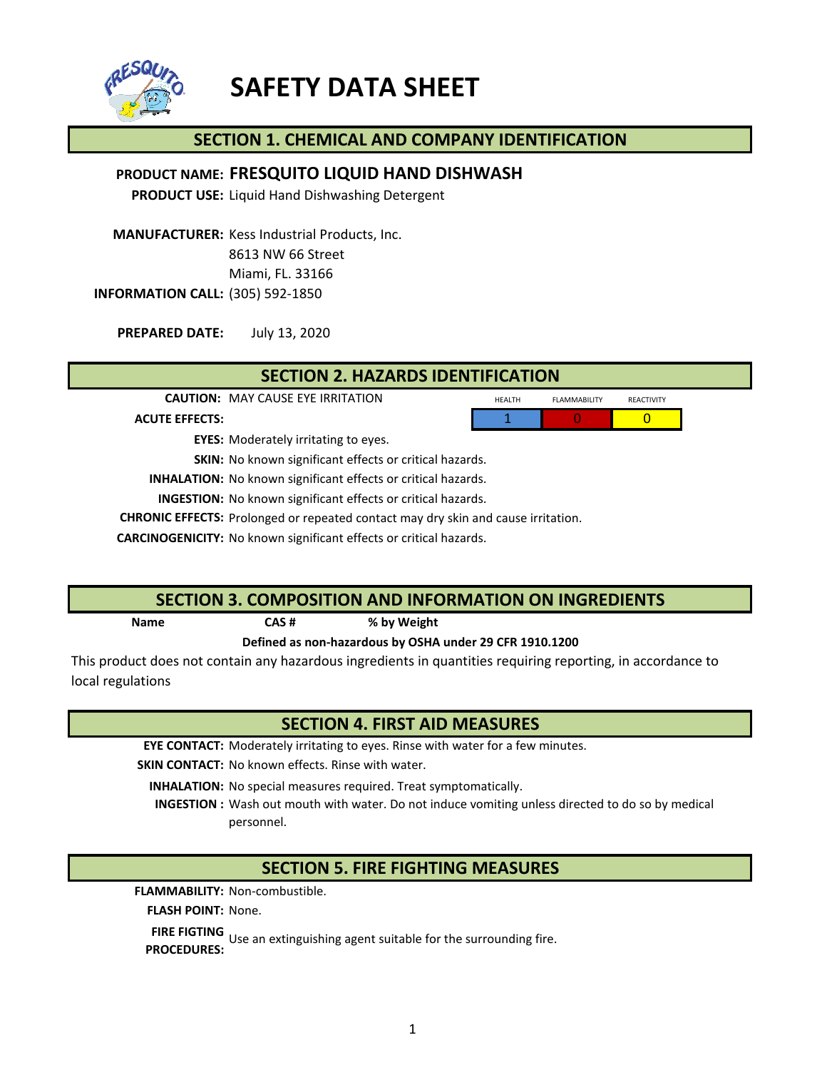# SAFETY DATA SHEET

## SECTION 1. CHEMICAL AND COMPANY IDENTIFICATION

**PRODUCT NAME:** **FRESQUITO LIQUID HAND DISHWASH**

**PRODUCT USE:** Liquid Hand Dishwashing Detergent

**MANUFACTURER:** Kess Industrial Products, Inc.
8613 NW 66 Street
Miami, FL. 33166

**INFORMATION CALL:** (305) 592-1850

**PREPARED DATE:** July 13, 2020

## SECTION 2. HAZARDS IDENTIFICATION

**CAUTION:** MAY CAUSE EYE IRRITATION

| HEALTH | FLAMMABILITY | REACTIVITY |
| --- | --- | --- |
| 1 | 0 | 0 |

**ACUTE EFFECTS:**

**EYES:** Moderately irritating to eyes.

**SKIN:** No known significant effects or critical hazards.

**INHALATION:** No known significant effects or critical hazards.

**INGESTION:** No known significant effects or critical hazards.

**CHRONIC EFFECTS:** Prolonged or repeated contact may dry skin and cause irritation.

**CARCINOGENICITY:** No known significant effects or critical hazards.

## SECTION 3. COMPOSITION AND INFORMATION ON INGREDIENTS

| Name | CAS # | % by Weight |
| --- | --- | --- |

**Defined as non-hazardous by OSHA under 29 CFR 1910.1200**

This product does not contain any hazardous ingredients in quantities requiring reporting, in accordance to local regulations

## SECTION 4. FIRST AID MEASURES

**EYE CONTACT:** Moderately irritating to eyes. Rinse with water for a few minutes.

**SKIN CONTACT:** No known effects. Rinse with water.

**INHALATION:** No special measures required. Treat symptomatically.

**INGESTION :** Wash out mouth with water. Do not induce vomiting unless directed to do so by medical personnel.

## SECTION 5. FIRE FIGHTING MEASURES

**FLAMMABILITY:** Non-combustible.

**FLASH POINT:** None.

**FIRE FIGTING PROCEDURES:** Use an extinguishing agent suitable for the surrounding fire.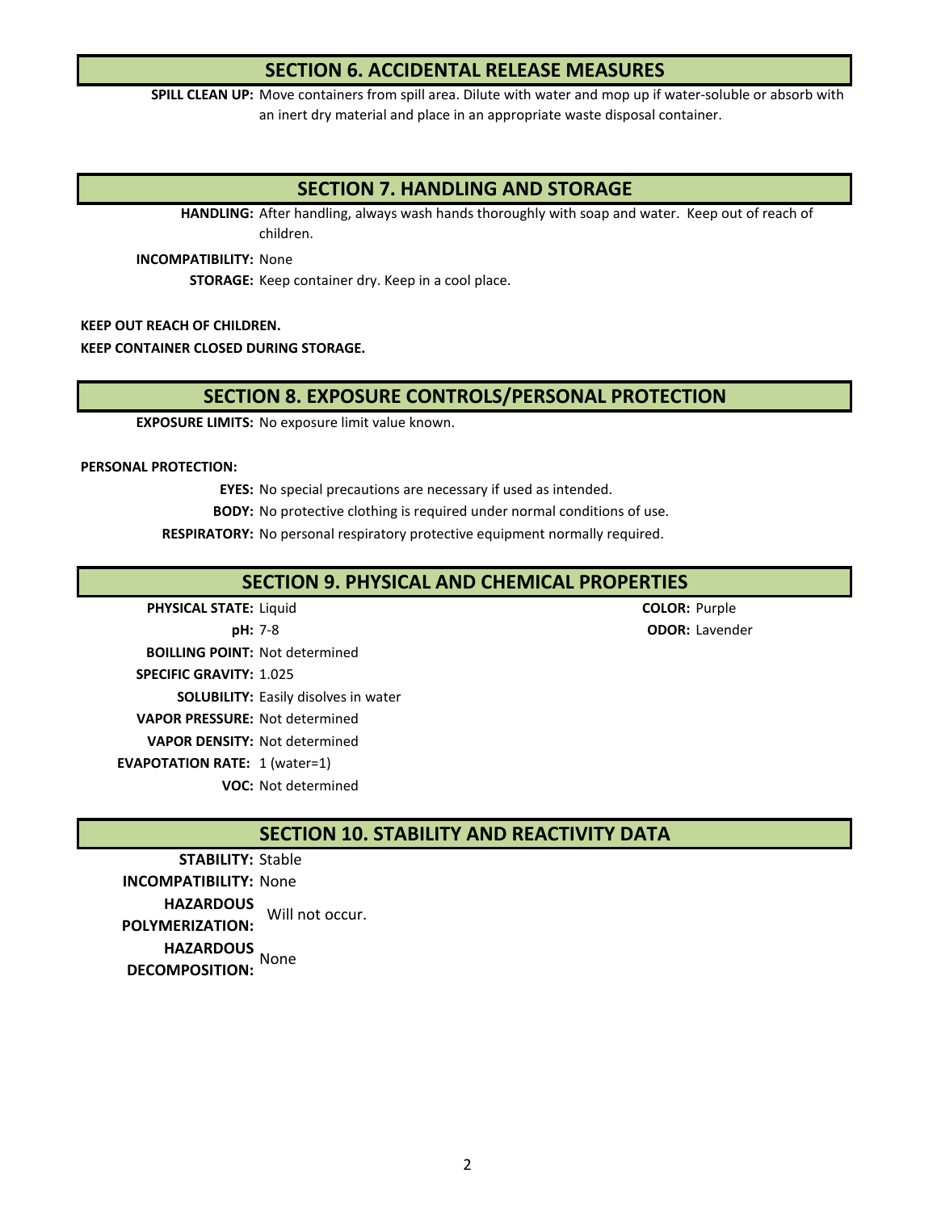## SECTION 6. ACCIDENTAL RELEASE MEASURES

**SPILL CLEAN UP:** Move containers from spill area. Dilute with water and mop up if water-soluble or absorb with an inert dry material and place in an appropriate waste disposal container.

## SECTION 7. HANDLING AND STORAGE

**HANDLING:** After handling, always wash hands thoroughly with soap and water. Keep out of reach of children.

**INCOMPATIBILITY:** None

**STORAGE:** Keep container dry. Keep in a cool place.

**KEEP OUT REACH OF CHILDREN.**

**KEEP CONTAINER CLOSED DURING STORAGE.**

## SECTION 8. EXPOSURE CONTROLS/PERSONAL PROTECTION

**EXPOSURE LIMITS:** No exposure limit value known.

**PERSONAL PROTECTION:**

**EYES:** No special precautions are necessary if used as intended.

**BODY:** No protective clothing is required under normal conditions of use.

**RESPIRATORY:** No personal respiratory protective equipment normally required.

## SECTION 9. PHYSICAL AND CHEMICAL PROPERTIES

**PHYSICAL STATE:** Liquid

**COLOR:** Purple

**pH:** 7-8

**ODOR:** Lavender

**BOILLING POINT:** Not determined

**SPECIFIC GRAVITY:** 1.025

**SOLUBILITY:** Easily disolves in water

**VAPOR PRESSURE:** Not determined

**VAPOR DENSITY:** Not determined

**EVAPOTATION RATE:** 1 (water=1)

**VOC:** Not determined

## SECTION 10. STABILITY AND REACTIVITY DATA

**STABILITY:** Stable

**INCOMPATIBILITY:** None

**HAZARDOUS POLYMERIZATION:** Will not occur.

**HAZARDOUS DECOMPOSITION:** None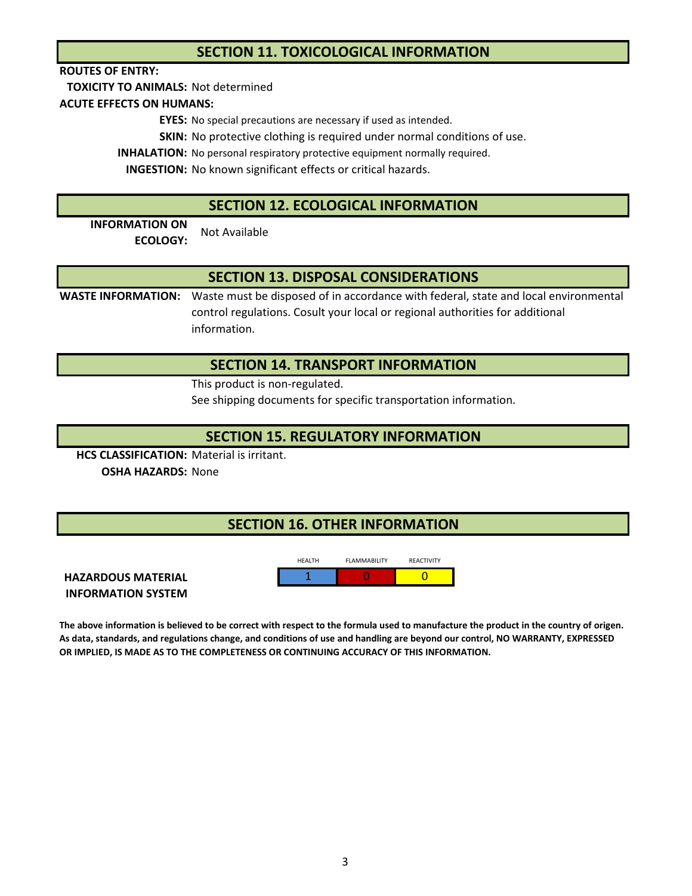## SECTION 11. TOXICOLOGICAL INFORMATION

**ROUTES OF ENTRY:**

**TOXICITY TO ANIMALS:** Not determined

**ACUTE EFFECTS ON HUMANS:**

**EYES:** No special precautions are necessary if used as intended.

**SKIN:** No protective clothing is required under normal conditions of use.

**INHALATION:** No personal respiratory protective equipment normally required.

**INGESTION:** No known significant effects or critical hazards.

## SECTION 12. ECOLOGICAL INFORMATION

**INFORMATION ON ECOLOGY:** Not Available

## SECTION 13. DISPOSAL CONSIDERATIONS

**WASTE INFORMATION:** Waste must be disposed of in accordance with federal, state and local environmental control regulations. Cosult your local or regional authorities for additional information.

## SECTION 14. TRANSPORT INFORMATION

This product is non-regulated.

See shipping documents for specific transportation information.

## SECTION 15. REGULATORY INFORMATION

**HCS CLASSIFICATION:** Material is irritant.

**OSHA HAZARDS:** None

## SECTION 16. OTHER INFORMATION

**HAZARDOUS MATERIAL INFORMATION SYSTEM**

| HEALTH | FLAMMABILITY | REACTIVITY |
| --- | --- | --- |
| 1 | 0 | 0 |

**The above information is believed to be correct with respect to the formula used to manufacture the product in the country of origen. As data, standards, and regulations change, and conditions of use and handling are beyond our control, NO WARRANTY, EXPRESSED OR IMPLIED, IS MADE AS TO THE COMPLETENESS OR CONTINUING ACCURACY OF THIS INFORMATION.**